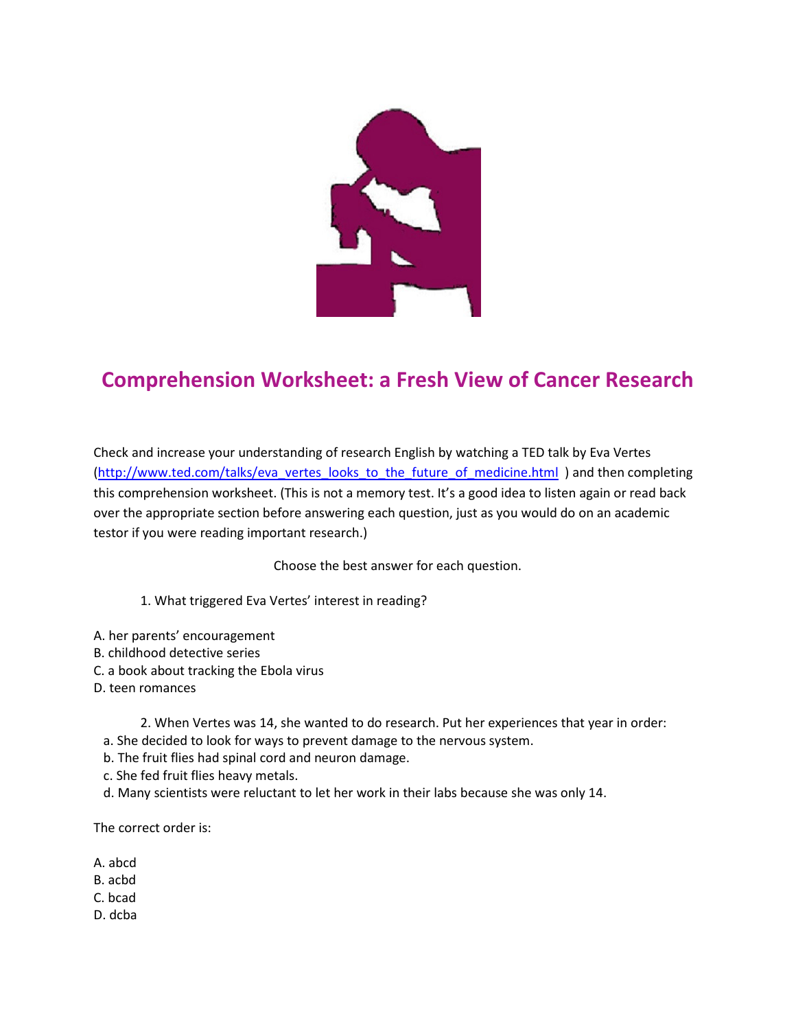# Comprehension Worksheet: a Fresh View of Cancer Research

Check and increase your understanding of research English by watching a TED talk by Eva Vertes (http://www.ted.com/talks/eva_vertes_looks_to_the_future_of_medicine.html ) and then completing this comprehension worksheet. (This is not a memory test. It's a good idea to listen again or read back over the appropriate section before answering each question, just as you would do on an academic testor if you were reading important research.)

Choose the best answer for each question.

1. What triggered Eva Vertes' interest in reading?

A. her parents' encouragement
B. childhood detective series
C. a book about tracking the Ebola virus
D. teen romances

2. When Vertes was 14, she wanted to do research. Put her experiences that year in order:

a. She decided to look for ways to prevent damage to the nervous system.
b. The fruit flies had spinal cord and neuron damage.
c. She fed fruit flies heavy metals.
d. Many scientists were reluctant to let her work in their labs because she was only 14.

The correct order is:

A. abcd
B. acbd
C. bcad
D. dcba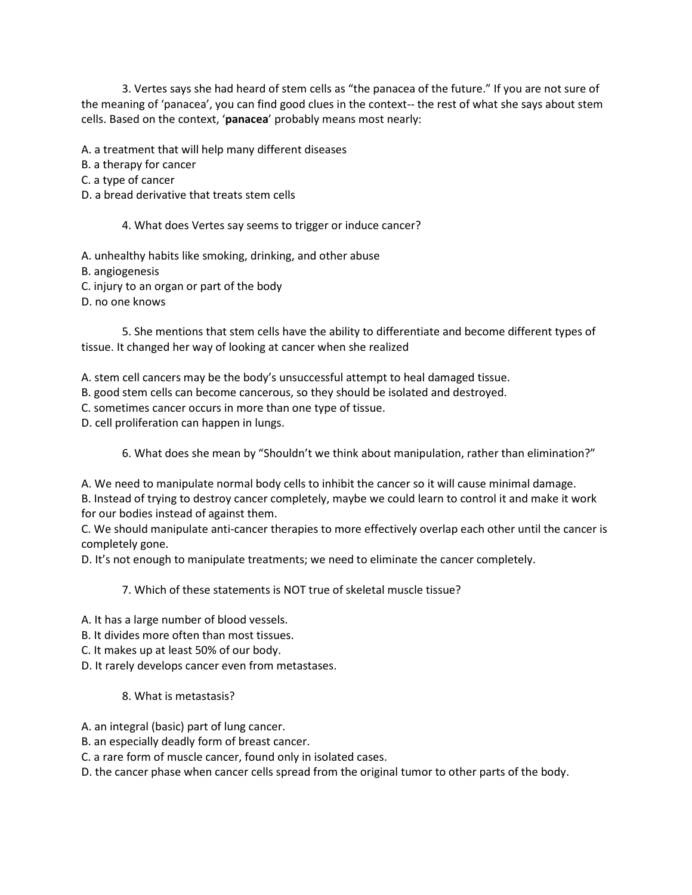3. Vertes says she had heard of stem cells as "the panacea of the future." If you are not sure of the meaning of 'panacea', you can find good clues in the context-- the rest of what she says about stem cells. Based on the context, '**panacea**' probably means most nearly:

A. a treatment that will help many different diseases
B. a therapy for cancer
C. a type of cancer
D. a bread derivative that treats stem cells

4. What does Vertes say seems to trigger or induce cancer?

A. unhealthy habits like smoking, drinking, and other abuse
B. angiogenesis
C. injury to an organ or part of the body
D. no one knows

5. She mentions that stem cells have the ability to differentiate and become different types of tissue. It changed her way of looking at cancer when she realized

A. stem cell cancers may be the body's unsuccessful attempt to heal damaged tissue.
B. good stem cells can become cancerous, so they should be isolated and destroyed.
C. sometimes cancer occurs in more than one type of tissue.
D. cell proliferation can happen in lungs.

6. What does she mean by "Shouldn't we think about manipulation, rather than elimination?"

A. We need to manipulate normal body cells to inhibit the cancer so it will cause minimal damage.
B. Instead of trying to destroy cancer completely, maybe we could learn to control it and make it work for our bodies instead of against them.
C. We should manipulate anti-cancer therapies to more effectively overlap each other until the cancer is completely gone.
D. It's not enough to manipulate treatments; we need to eliminate the cancer completely.

7. Which of these statements is NOT true of skeletal muscle tissue?

A. It has a large number of blood vessels.
B. It divides more often than most tissues.
C. It makes up at least 50% of our body.
D. It rarely develops cancer even from metastases.

8. What is metastasis?

A. an integral (basic) part of lung cancer.
B. an especially deadly form of breast cancer.
C. a rare form of muscle cancer, found only in isolated cases.
D. the cancer phase when cancer cells spread from the original tumor to other parts of the body.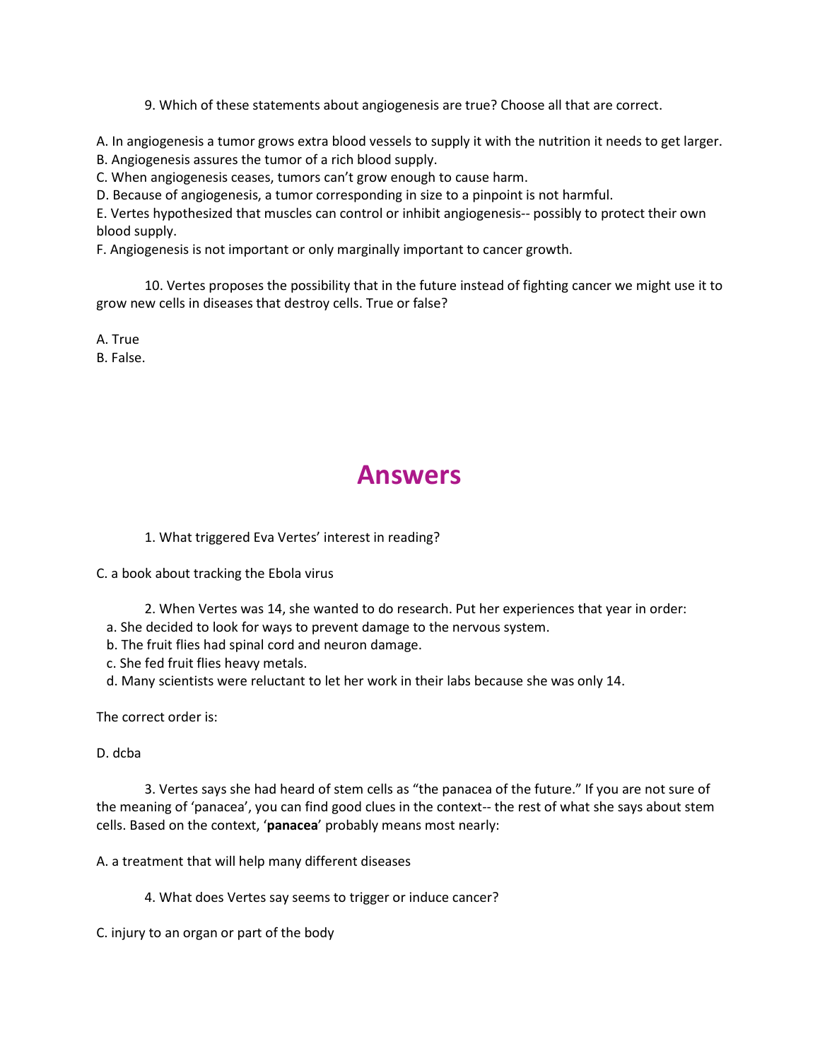9. Which of these statements about angiogenesis are true? Choose all that are correct.

A. In angiogenesis a tumor grows extra blood vessels to supply it with the nutrition it needs to get larger.
B. Angiogenesis assures the tumor of a rich blood supply.
C. When angiogenesis ceases, tumors can't grow enough to cause harm.
D. Because of angiogenesis, a tumor corresponding in size to a pinpoint is not harmful.
E. Vertes hypothesized that muscles can control or inhibit angiogenesis-- possibly to protect their own blood supply.
F. Angiogenesis is not important or only marginally important to cancer growth.

10. Vertes proposes the possibility that in the future instead of fighting cancer we might use it to grow new cells in diseases that destroy cells. True or false?

A. True
B. False.

# Answers

1. What triggered Eva Vertes' interest in reading?

C. a book about tracking the Ebola virus

2. When Vertes was 14, she wanted to do research. Put her experiences that year in order:

a. She decided to look for ways to prevent damage to the nervous system.
b. The fruit flies had spinal cord and neuron damage.
c. She fed fruit flies heavy metals.
d. Many scientists were reluctant to let her work in their labs because she was only 14.

The correct order is:

D. dcba

3. Vertes says she had heard of stem cells as "the panacea of the future." If you are not sure of the meaning of 'panacea', you can find good clues in the context-- the rest of what she says about stem cells. Based on the context, '**panacea**' probably means most nearly:

A. a treatment that will help many different diseases

4. What does Vertes say seems to trigger or induce cancer?

C. injury to an organ or part of the body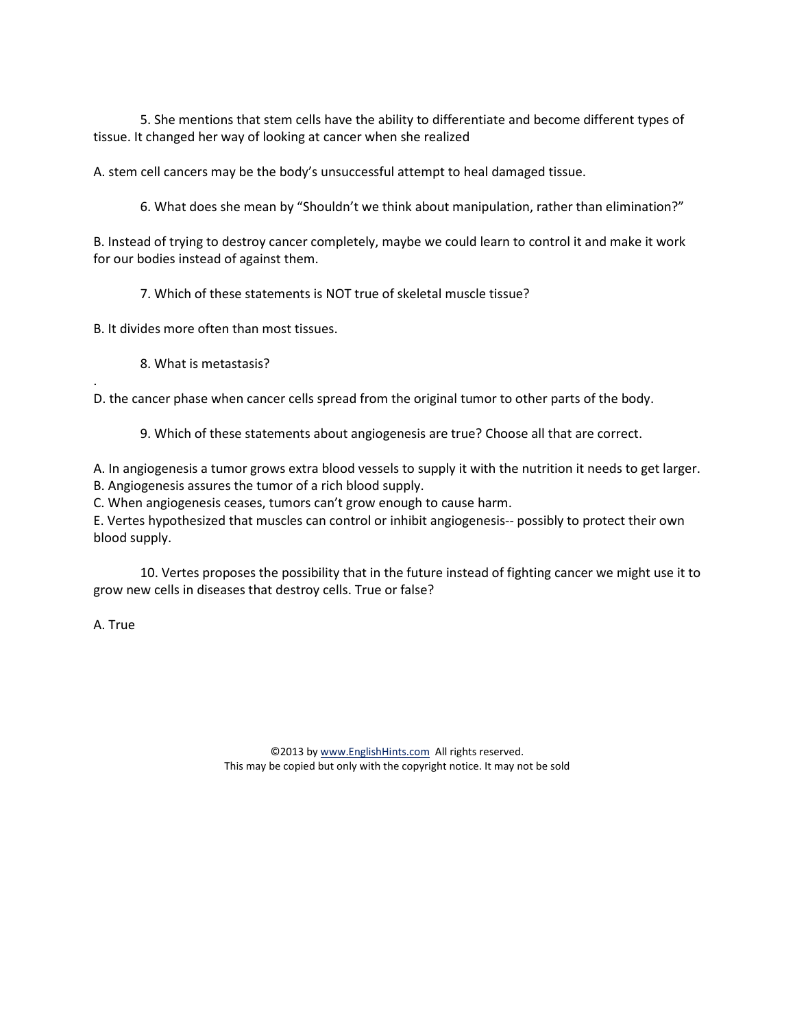5. She mentions that stem cells have the ability to differentiate and become different types of tissue. It changed her way of looking at cancer when she realized

A. stem cell cancers may be the body's unsuccessful attempt to heal damaged tissue.

6. What does she mean by "Shouldn't we think about manipulation, rather than elimination?"

B. Instead of trying to destroy cancer completely, maybe we could learn to control it and make it work for our bodies instead of against them.

7. Which of these statements is NOT true of skeletal muscle tissue?

B. It divides more often than most tissues.

8. What is metastasis?

.
D. the cancer phase when cancer cells spread from the original tumor to other parts of the body.

9. Which of these statements about angiogenesis are true? Choose all that are correct.

A. In angiogenesis a tumor grows extra blood vessels to supply it with the nutrition it needs to get larger.
B. Angiogenesis assures the tumor of a rich blood supply.
C. When angiogenesis ceases, tumors can't grow enough to cause harm.
E. Vertes hypothesized that muscles can control or inhibit angiogenesis-- possibly to protect their own blood supply.

10. Vertes proposes the possibility that in the future instead of fighting cancer we might use it to grow new cells in diseases that destroy cells. True or false?

A. True

©2013 by www.EnglishHints.com All rights reserved.
This may be copied but only with the copyright notice. It may not be sold